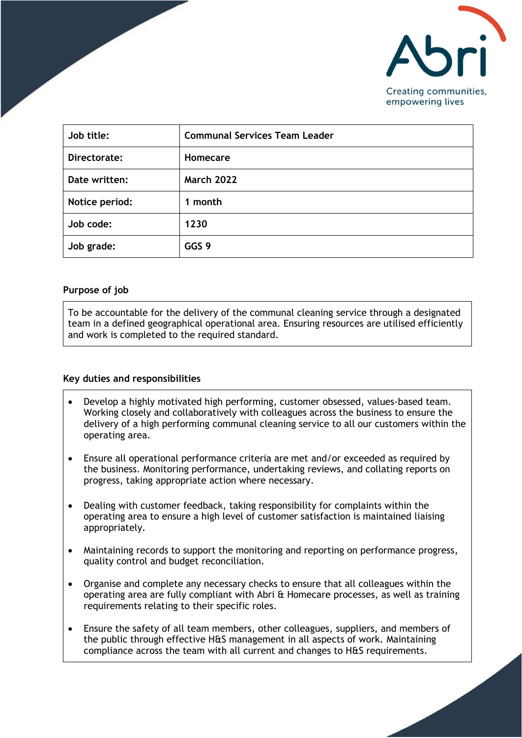Abri

Creating communities, empowering lives

| Job title: | Communal Services Team Leader |
|---|---|
| Directorate: | Homecare |
| Date written: | March 2022 |
| Notice period: | 1 month |
| Job code: | 1230 |
| Job grade: | GGS 9 |

## Purpose of job

To be accountable for the delivery of the communal cleaning service through a designated team in a defined geographical operational area. Ensuring resources are utilised efficiently and work is completed to the required standard.

## Key duties and responsibilities

- Develop a highly motivated high performing, customer obsessed, values-based team. Working closely and collaboratively with colleagues across the business to ensure the delivery of a high performing communal cleaning service to all our customers within the operating area.

- Ensure all operational performance criteria are met and/or exceeded as required by the business. Monitoring performance, undertaking reviews, and collating reports on progress, taking appropriate action where necessary.

- Dealing with customer feedback, taking responsibility for complaints within the operating area to ensure a high level of customer satisfaction is maintained liaising appropriately.

- Maintaining records to support the monitoring and reporting on performance progress, quality control and budget reconciliation.

- Organise and complete any necessary checks to ensure that all colleagues within the operating area are fully compliant with Abri & Homecare processes, as well as training requirements relating to their specific roles.

- Ensure the safety of all team members, other colleagues, suppliers, and members of the public through effective H&S management in all aspects of work. Maintaining compliance across the team with all current and changes to H&S requirements.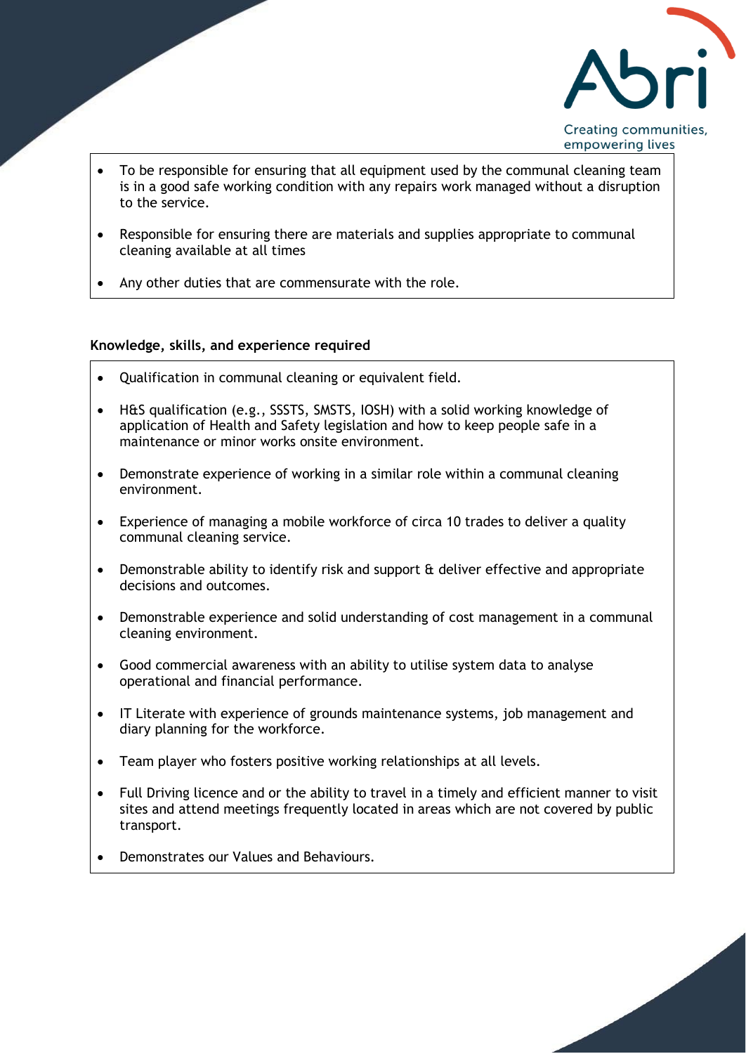- To be responsible for ensuring that all equipment used by the communal cleaning team is in a good safe working condition with any repairs work managed without a disruption to the service.
- Responsible for ensuring there are materials and supplies appropriate to communal cleaning available at all times
- Any other duties that are commensurate with the role.

**Knowledge, skills, and experience required**

- Qualification in communal cleaning or equivalent field.
- H&S qualification (e.g., SSSTS, SMSTS, IOSH) with a solid working knowledge of application of Health and Safety legislation and how to keep people safe in a maintenance or minor works onsite environment.
- Demonstrate experience of working in a similar role within a communal cleaning environment.
- Experience of managing a mobile workforce of circa 10 trades to deliver a quality communal cleaning service.
- Demonstrable ability to identify risk and support & deliver effective and appropriate decisions and outcomes.
- Demonstrable experience and solid understanding of cost management in a communal cleaning environment.
- Good commercial awareness with an ability to utilise system data to analyse operational and financial performance.
- IT Literate with experience of grounds maintenance systems, job management and diary planning for the workforce.
- Team player who fosters positive working relationships at all levels.
- Full Driving licence and or the ability to travel in a timely and efficient manner to visit sites and attend meetings frequently located in areas which are not covered by public transport.
- Demonstrates our Values and Behaviours.